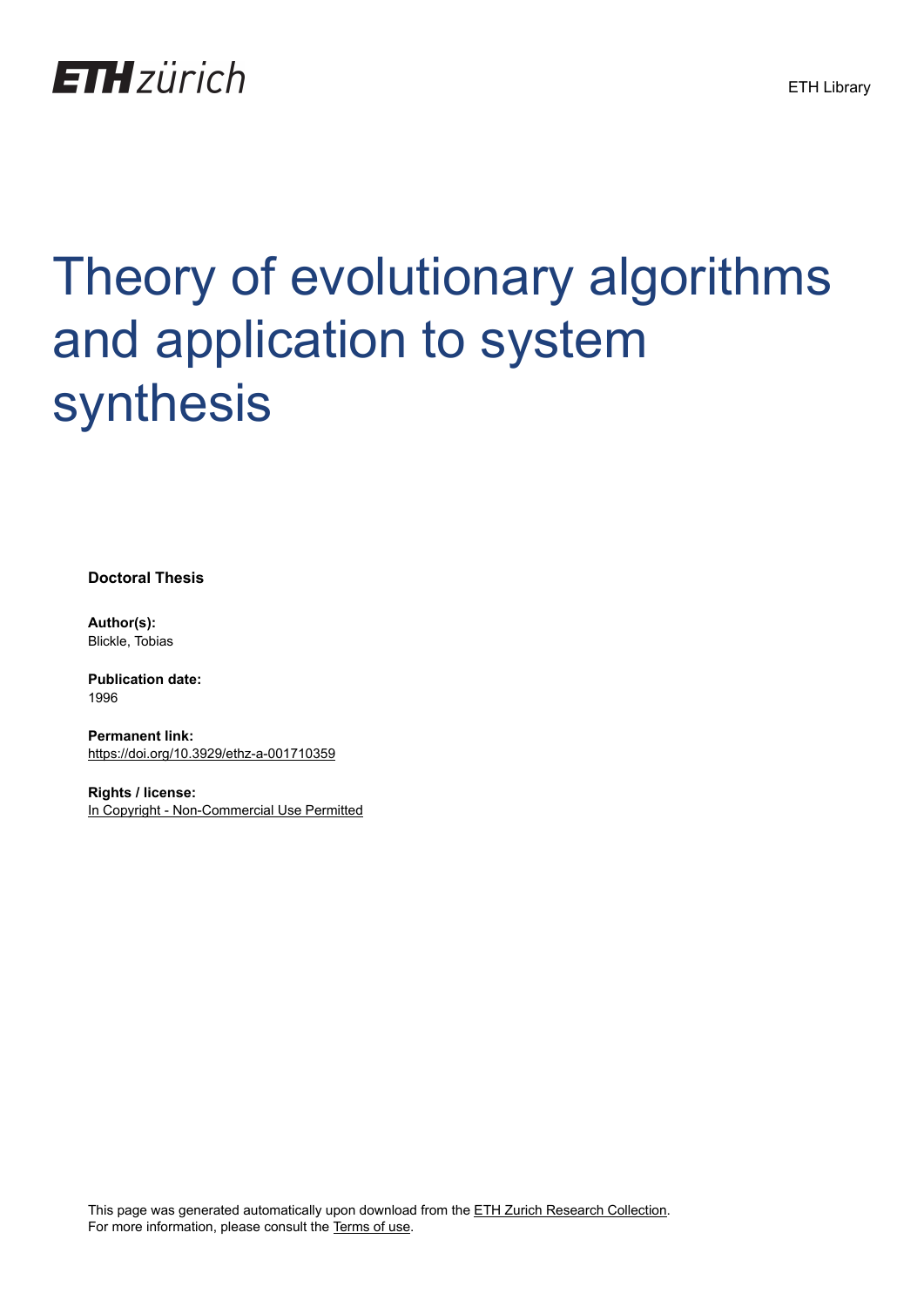ETH zürich

ETH Library

# Theory of evolutionary algorithms and application to system synthesis

**Doctoral Thesis**

**Author(s):**
Blickle, Tobias

**Publication date:**
1996

**Permanent link:**
https://doi.org/10.3929/ethz-a-001710359

**Rights / license:**
In Copyright - Non-Commercial Use Permitted

This page was generated automatically upon download from the ETH Zurich Research Collection.
For more information, please consult the Terms of use.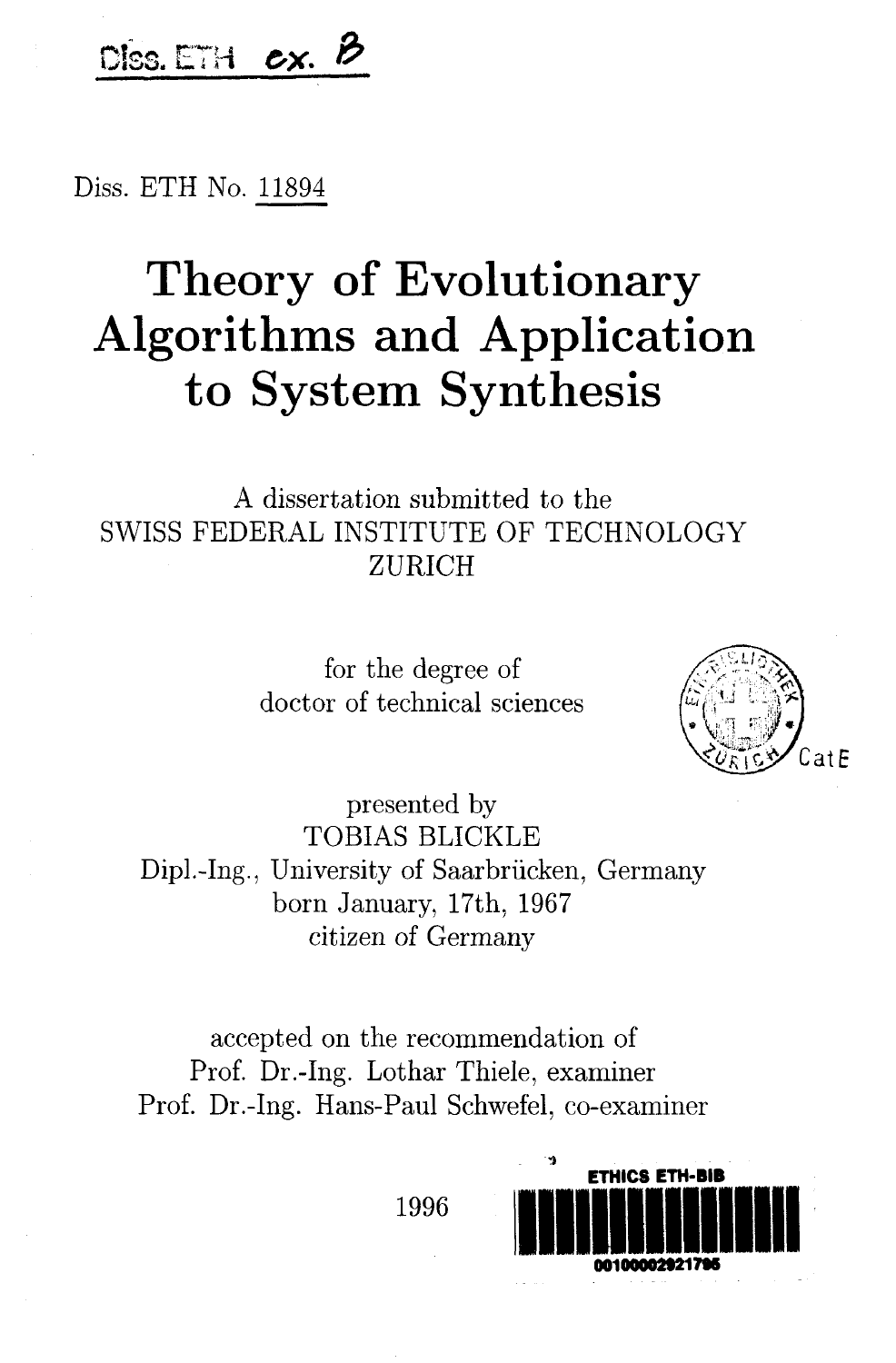Diss. ETH ex. B

Diss. ETH No. 11894

# Theory of Evolutionary Algorithms and Application to System Synthesis

A dissertation submitted to the
SWISS FEDERAL INSTITUTE OF TECHNOLOGY
ZURICH

for the degree of
doctor of technical sciences

presented by
TOBIAS BLICKLE
Dipl.-Ing., University of Saarbrücken, Germany
born January, 17th, 1967
citizen of Germany

accepted on the recommendation of
Prof. Dr.-Ing. Lothar Thiele, examiner
Prof. Dr.-Ing. Hans-Paul Schwefel, co-examiner

1996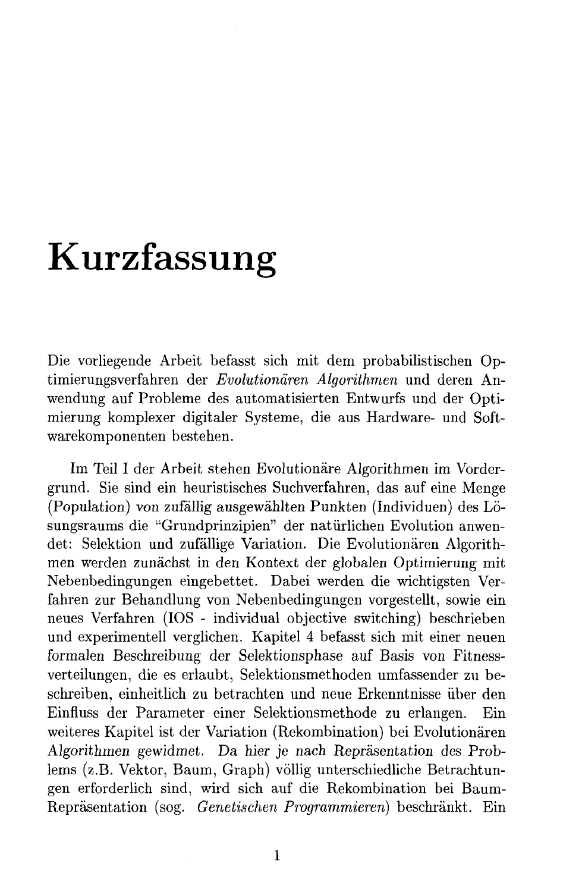# Kurzfassung

Die vorliegende Arbeit befasst sich mit dem probabilistischen Optimierungsverfahren der *Evolutionären Algorithmen* und deren Anwendung auf Probleme des automatisierten Entwurfs und der Optimierung komplexer digitaler Systeme, die aus Hardware- und Softwarekomponenten bestehen.

Im Teil I der Arbeit stehen Evolutionäre Algorithmen im Vordergrund. Sie sind ein heuristisches Suchverfahren, das auf eine Menge (Population) von zufällig ausgewählten Punkten (Individuen) des Lösungsraums die "Grundprinzipien" der natürlichen Evolution anwendet: Selektion und zufällige Variation. Die Evolutionären Algorithmen werden zunächst in den Kontext der globalen Optimierung mit Nebenbedingungen eingebettet. Dabei werden die wichtigsten Verfahren zur Behandlung von Nebenbedingungen vorgestellt, sowie ein neues Verfahren (IOS - individual objective switching) beschrieben und experimentell verglichen. Kapitel 4 befasst sich mit einer neuen formalen Beschreibung der Selektionsphase auf Basis von Fitnessverteilungen, die es erlaubt, Selektionsmethoden umfassender zu beschreiben, einheitlich zu betrachten und neue Erkenntnisse über den Einfluss der Parameter einer Selektionsmethode zu erlangen. Ein weiteres Kapitel ist der Variation (Rekombination) bei Evolutionären Algorithmen gewidmet. Da hier je nach Repräsentation des Problems (z.B. Vektor, Baum, Graph) völlig unterschiedliche Betrachtungen erforderlich sind, wird sich auf die Rekombination bei Baum-Repräsentation (sog. *Genetischen Programmieren*) beschränkt. Ein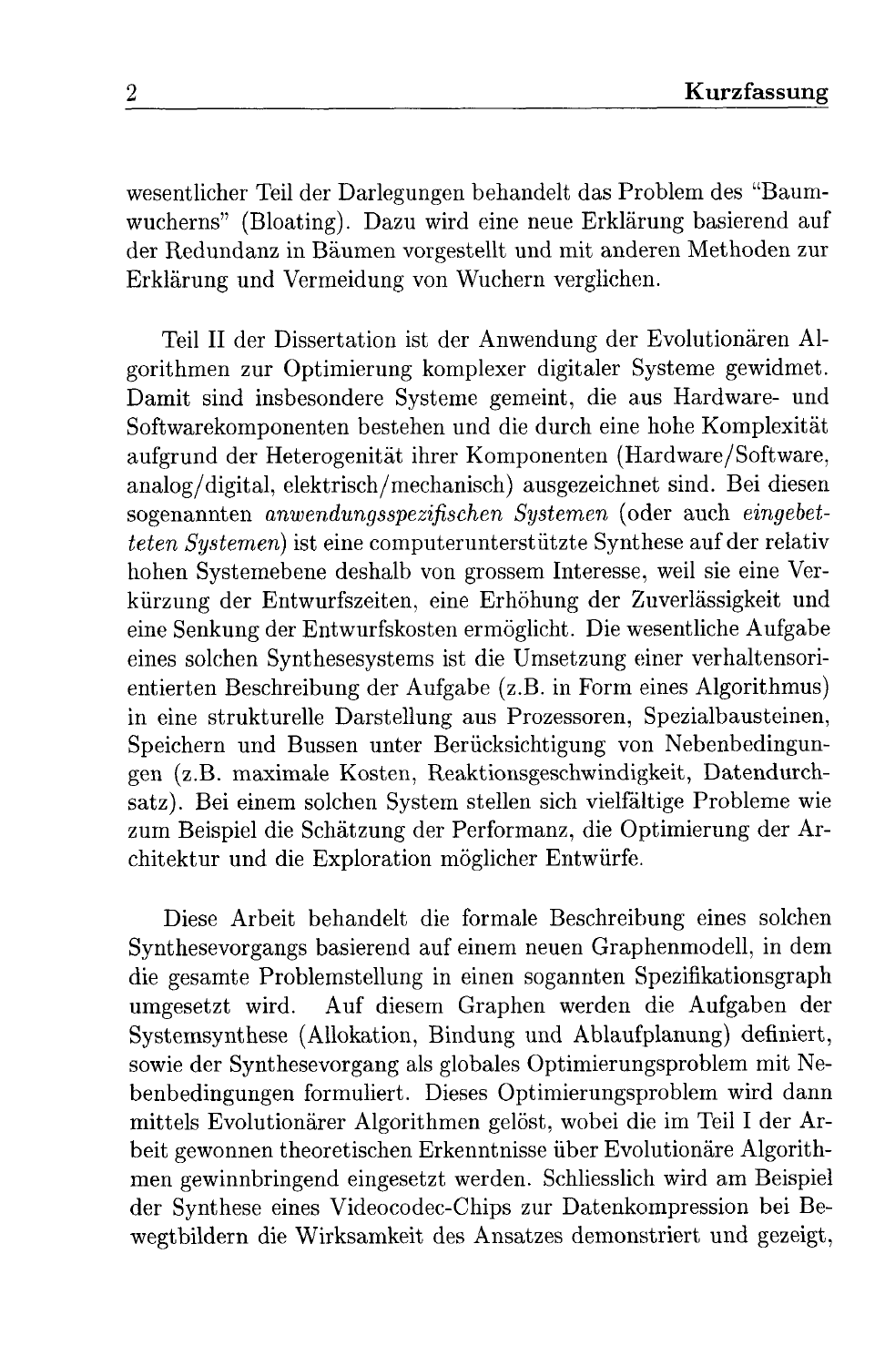wesentlicher Teil der Darlegungen behandelt das Problem des "Baumwucherns" (Bloating). Dazu wird eine neue Erklärung basierend auf der Redundanz in Bäumen vorgestellt und mit anderen Methoden zur Erklärung und Vermeidung von Wuchern verglichen.

Teil II der Dissertation ist der Anwendung der Evolutionären Algorithmen zur Optimierung komplexer digitaler Systeme gewidmet. Damit sind insbesondere Systeme gemeint, die aus Hardware- und Softwarekomponenten bestehen und die durch eine hohe Komplexität aufgrund der Heterogenität ihrer Komponenten (Hardware/Software, analog/digital, elektrisch/mechanisch) ausgezeichnet sind. Bei diesen sogenannten *anwendungsspezifischen Systemen* (oder auch *eingebetteten Systemen*) ist eine computerunterstützte Synthese auf der relativ hohen Systemebene deshalb von grossem Interesse, weil sie eine Verkürzung der Entwurfszeiten, eine Erhöhung der Zuverlässigkeit und eine Senkung der Entwurfskosten ermöglicht. Die wesentliche Aufgabe eines solchen Synthesesystems ist die Umsetzung einer verhaltensorientierten Beschreibung der Aufgabe (z.B. in Form eines Algorithmus) in eine strukturelle Darstellung aus Prozessoren, Spezialbausteinen, Speichern und Bussen unter Berücksichtigung von Nebenbedingungen (z.B. maximale Kosten, Reaktionsgeschwindigkeit, Datendurchsatz). Bei einem solchen System stellen sich vielfältige Probleme wie zum Beispiel die Schätzung der Performanz, die Optimierung der Architektur und die Exploration möglicher Entwürfe.

Diese Arbeit behandelt die formale Beschreibung eines solchen Synthesevorgangs basierend auf einem neuen Graphenmodell, in dem die gesamte Problemstellung in einen sogannten Spezifikationsgraph umgesetzt wird. Auf diesem Graphen werden die Aufgaben der Systemsynthese (Allokation, Bindung und Ablaufplanung) definiert, sowie der Synthesevorgang als globales Optimierungsproblem mit Nebenbedingungen formuliert. Dieses Optimierungsproblem wird dann mittels Evolutionärer Algorithmen gelöst, wobei die im Teil I der Arbeit gewonnen theoretischen Erkenntnisse über Evolutionäre Algorithmen gewinnbringend eingesetzt werden. Schliesslich wird am Beispiel der Synthese eines Videocodec-Chips zur Datenkompression bei Bewegtbildern die Wirksamkeit des Ansatzes demonstriert und gezeigt,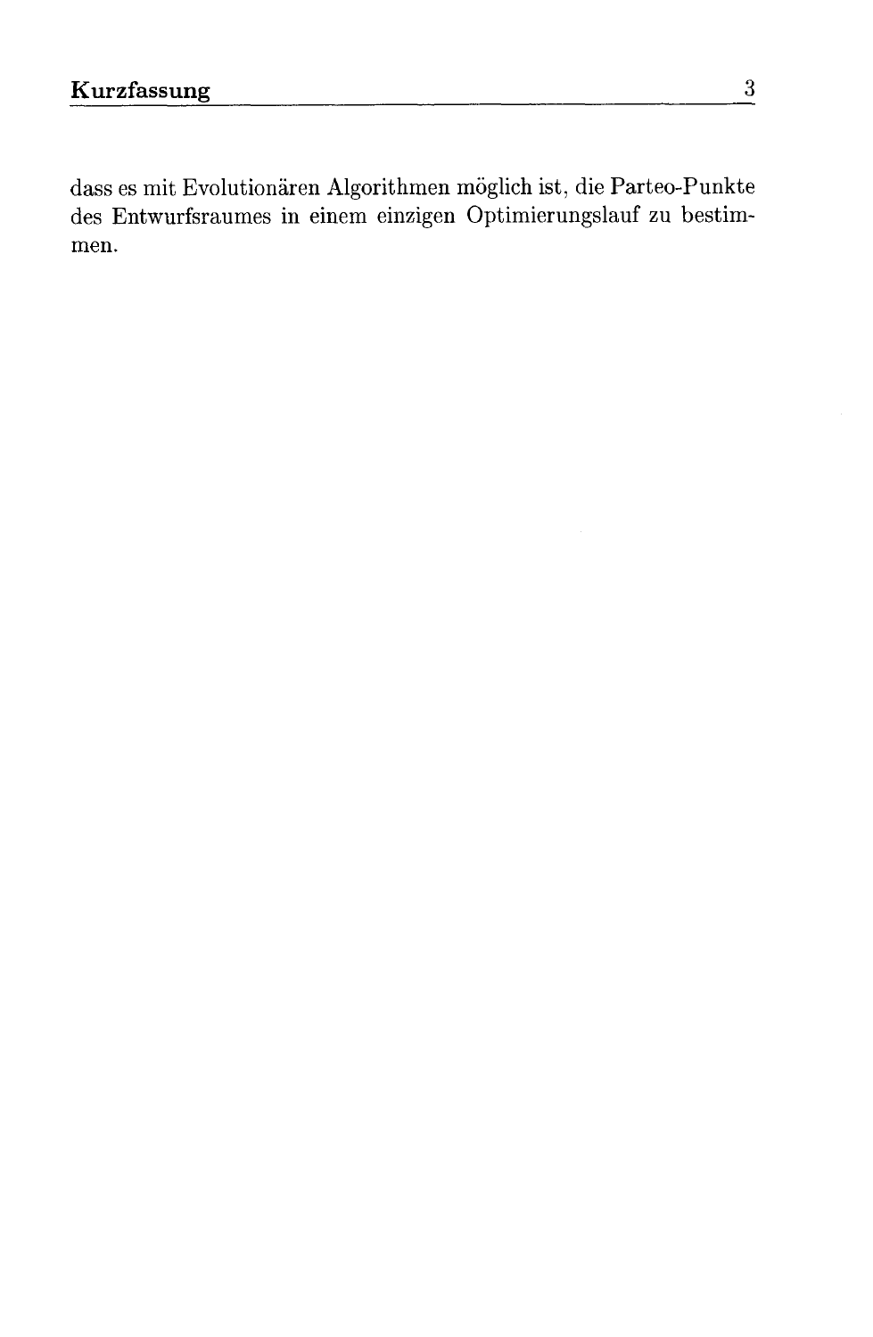dass es mit Evolutionären Algorithmen möglich ist, die Parteo-Punkte des Entwurfsraumes in einem einzigen Optimierungslauf zu bestimmen.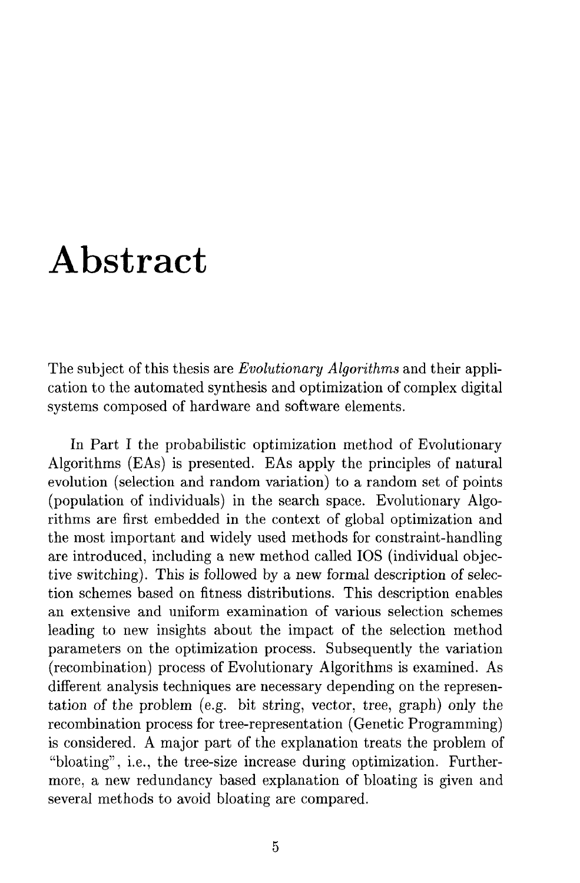# Abstract

The subject of this thesis are *Evolutionary Algorithms* and their application to the automated synthesis and optimization of complex digital systems composed of hardware and software elements.

In Part I the probabilistic optimization method of Evolutionary Algorithms (EAs) is presented. EAs apply the principles of natural evolution (selection and random variation) to a random set of points (population of individuals) in the search space. Evolutionary Algorithms are first embedded in the context of global optimization and the most important and widely used methods for constraint-handling are introduced, including a new method called IOS (individual objective switching). This is followed by a new formal description of selection schemes based on fitness distributions. This description enables an extensive and uniform examination of various selection schemes leading to new insights about the impact of the selection method parameters on the optimization process. Subsequently the variation (recombination) process of Evolutionary Algorithms is examined. As different analysis techniques are necessary depending on the representation of the problem (e.g. bit string, vector, tree, graph) only the recombination process for tree-representation (Genetic Programming) is considered. A major part of the explanation treats the problem of "bloating", i.e., the tree-size increase during optimization. Furthermore, a new redundancy based explanation of bloating is given and several methods to avoid bloating are compared.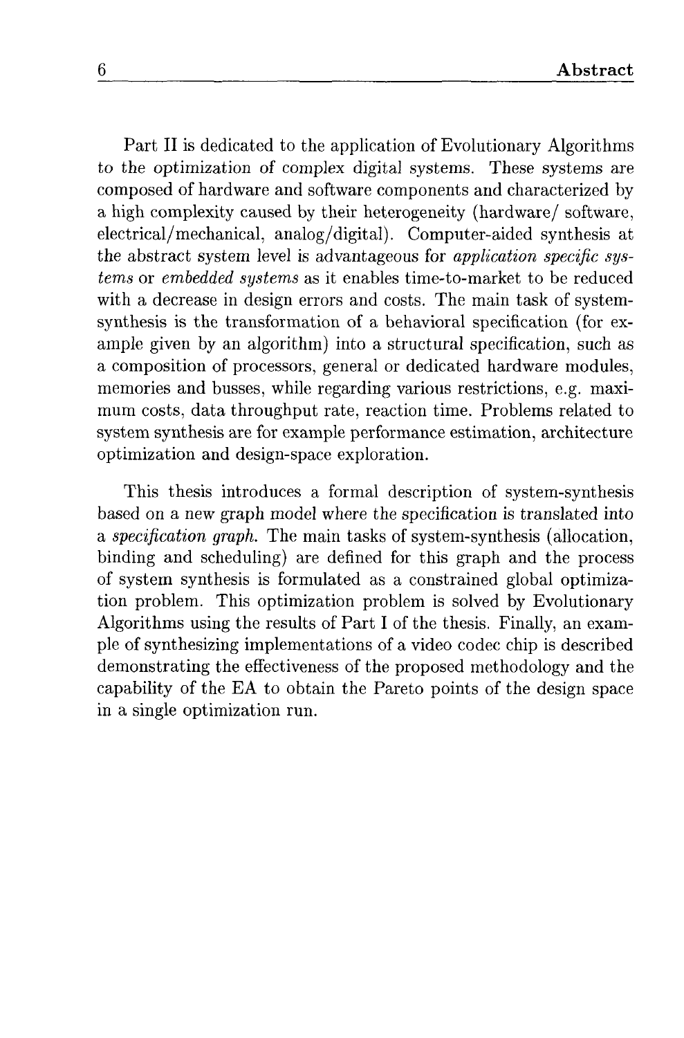Part II is dedicated to the application of Evolutionary Algorithms to the optimization of complex digital systems. These systems are composed of hardware and software components and characterized by a high complexity caused by their heterogeneity (hardware/ software, electrical/mechanical, analog/digital). Computer-aided synthesis at the abstract system level is advantageous for *application specific systems* or *embedded systems* as it enables time-to-market to be reduced with a decrease in design errors and costs. The main task of system-synthesis is the transformation of a behavioral specification (for example given by an algorithm) into a structural specification, such as a composition of processors, general or dedicated hardware modules, memories and busses, while regarding various restrictions, e.g. maximum costs, data throughput rate, reaction time. Problems related to system synthesis are for example performance estimation, architecture optimization and design-space exploration.

This thesis introduces a formal description of system-synthesis based on a new graph model where the specification is translated into a *specification graph*. The main tasks of system-synthesis (allocation, binding and scheduling) are defined for this graph and the process of system synthesis is formulated as a constrained global optimization problem. This optimization problem is solved by Evolutionary Algorithms using the results of Part I of the thesis. Finally, an example of synthesizing implementations of a video codec chip is described demonstrating the effectiveness of the proposed methodology and the capability of the EA to obtain the Pareto points of the design space in a single optimization run.